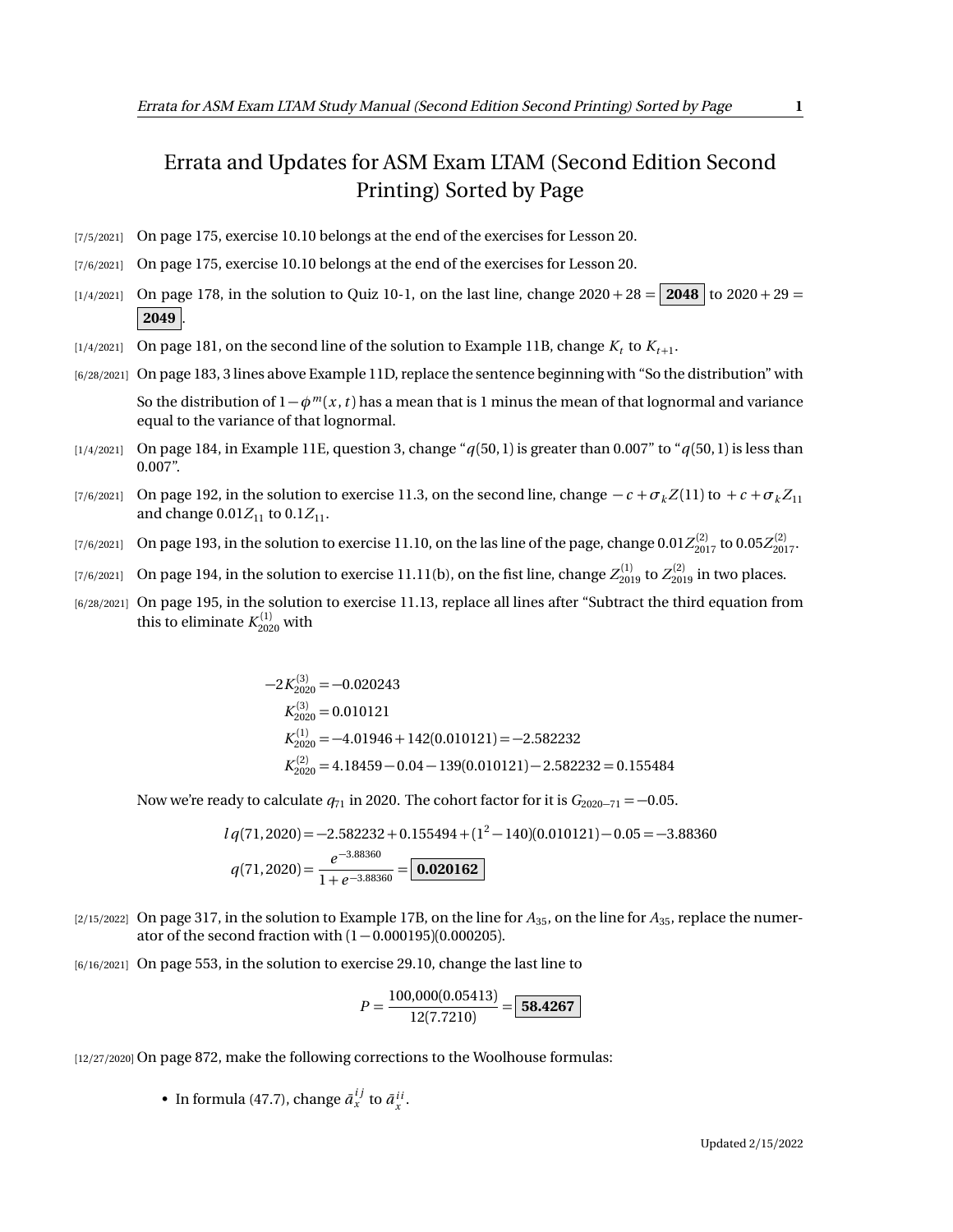# Errata and Updates for ASM Exam LTAM (Second Edition Second Printing) Sorted by Page

[7/5/2021] On page 175, exercise 10.10 belongs at the end of the exercises for Lesson 20.

[7/6/2021] On page 175, exercise 10.10 belongs at the end of the exercises for Lesson 20.

[1/4/2021] On page 178, in the solution to Quiz 10-1, on the last line, change $2020 + 28 = \boxed{\mathbf{2048}}$ to $2020 + 29 = \boxed{\mathbf{2049}}$.

[1/4/2021] On page 181, on the second line of the solution to Example 11B, change $K_t$ to $K_{t+1}$.

[6/28/2021] On page 183, 3 lines above Example 11D, replace the sentence beginning with "So the distribution" with

So the distribution of $1-\phi^m(x,t)$ has a mean that is 1 minus the mean of that lognormal and variance equal to the variance of that lognormal.

[1/4/2021] On page 184, in Example 11E, question 3, change "$q(50,1)$ is greater than 0.007" to "$q(50,1)$ is less than 0.007".

[7/6/2021] On page 192, in the solution to exercise 11.3, on the second line, change $-c+\sigma_k Z(11)$ to $+c+\sigma_k Z_{11}$ and change $0.01Z_{11}$ to $0.1Z_{11}$.

[7/6/2021] On page 193, in the solution to exercise 11.10, on the las line of the page, change $0.01Z^{(2)}_{2017}$ to $0.05Z^{(2)}_{2017}$.

[7/6/2021] On page 194, in the solution to exercise 11.11(b), on the fist line, change $Z^{(1)}_{2019}$ to $Z^{(2)}_{2019}$ in two places.

[6/28/2021] On page 195, in the solution to exercise 11.13, replace all lines after "Subtract the third equation from this to eliminate $K^{(1)}_{2020}$ with

$$
\begin{aligned}
-2K^{(3)}_{2020} &= -0.020243 \\
K^{(3)}_{2020} &= 0.010121 \\
K^{(1)}_{2020} &= -4.01946 + 142(0.010121) = -2.582232 \\
K^{(2)}_{2020} &= 4.18459 - 0.04 - 139(0.010121) - 2.582232 = 0.155484
\end{aligned}
$$

Now we're ready to calculate $q_{71}$ in 2020. The cohort factor for it is $G_{2020-71} = -0.05$.

$$
\begin{aligned}
lq(71,2020) &= -2.582232 + 0.155494 + (1^2 - 140)(0.010121) - 0.05 = -3.88360 \\
q(71,2020) &= \frac{e^{-3.88360}}{1+e^{-3.88360}} = \boxed{\mathbf{0.020162}}
\end{aligned}
$$

[2/15/2022] On page 317, in the solution to Example 17B, on the line for $A_{35}$, on the line for $A_{35}$, replace the numerator of the second fraction with $(1-0.000195)(0.000205)$.

[6/16/2021] On page 553, in the solution to exercise 29.10, change the last line to

$$
P = \frac{100{,}000(0.05413)}{12(7.7210)} = \boxed{\mathbf{58.4267}}
$$

[12/27/2020] On page 872, make the following corrections to the Woolhouse formulas:

- In formula (47.7), change $\bar{a}^{ij}_x$ to $\bar{a}^{ii}_x$.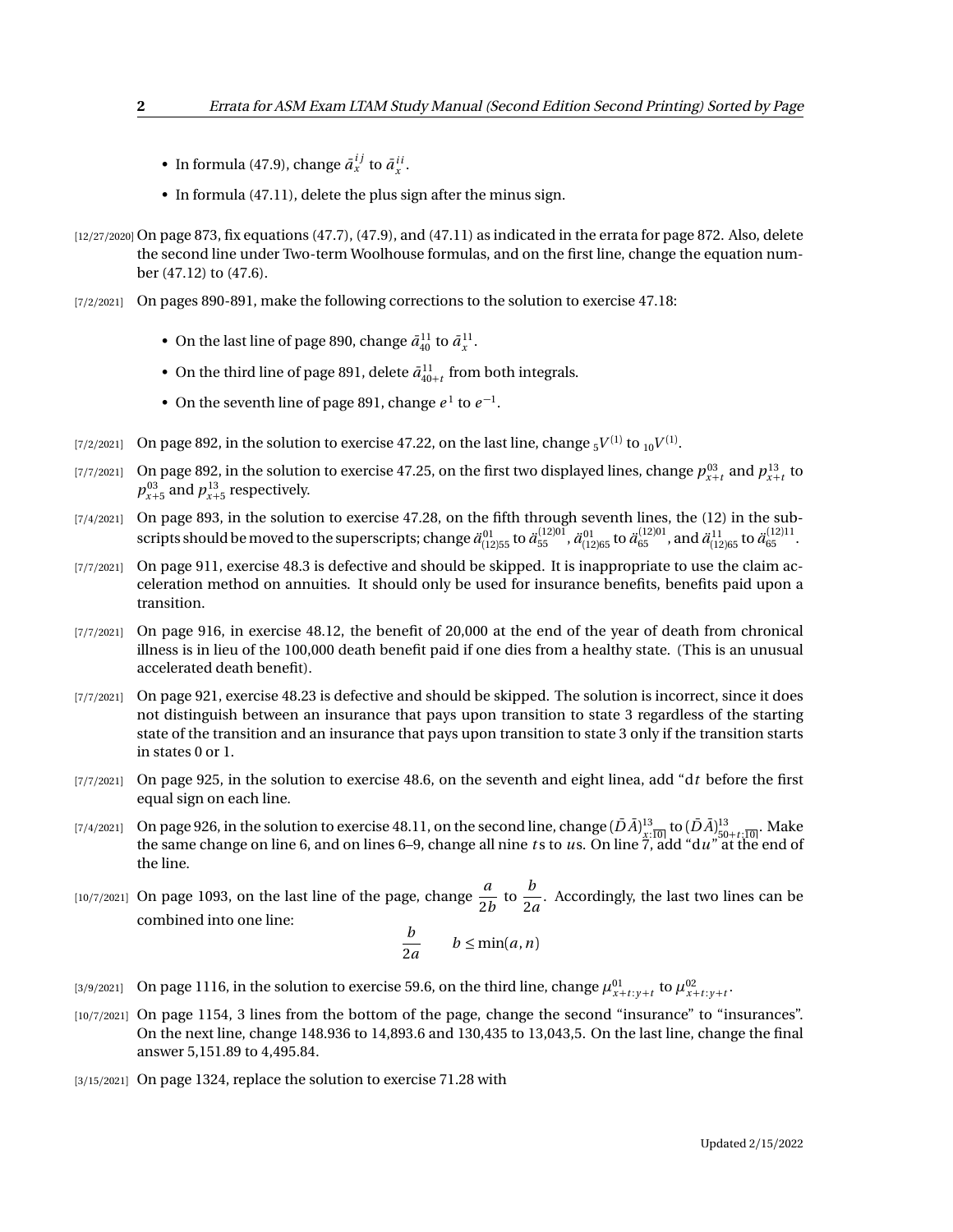- In formula (47.9), change $\bar{a}_x^{ij}$ to $\bar{a}_x^{ii}$.
- In formula (47.11), delete the plus sign after the minus sign.

[12/27/2020] On page 873, fix equations (47.7), (47.9), and (47.11) as indicated in the errata for page 872. Also, delete the second line under Two-term Woolhouse formulas, and on the first line, change the equation number (47.12) to (47.6).

[7/2/2021] On pages 890-891, make the following corrections to the solution to exercise 47.18:

- On the last line of page 890, change $\bar{a}_{40}^{11}$ to $\bar{a}_x^{11}$.
- On the third line of page 891, delete $\bar{a}_{40+t}^{11}$ from both integrals.
- On the seventh line of page 891, change $e^1$ to $e^{-1}$.

[7/2/2021] On page 892, in the solution to exercise 47.22, on the last line, change ${}_5V^{(1)}$ to ${}_{10}V^{(1)}$.

[7/7/2021] On page 892, in the solution to exercise 47.25, on the first two displayed lines, change $p_{x+t}^{03}$ and $p_{x+t}^{13}$ to $p_{x+5}^{03}$ and $p_{x+5}^{13}$ respectively.

[7/4/2021] On page 893, in the solution to exercise 47.28, on the fifth through seventh lines, the (12) in the subscripts should be moved to the superscripts; change $\ddot{a}_{(12)55}^{01}$ to $\ddot{a}_{55}^{(12)01}$, $\ddot{a}_{(12)65}^{01}$ to $\ddot{a}_{65}^{(12)01}$, and $\ddot{a}_{(12)65}^{11}$ to $\ddot{a}_{65}^{(12)11}$.

[7/7/2021] On page 911, exercise 48.3 is defective and should be skipped. It is inappropriate to use the claim acceleration method on annuities. It should only be used for insurance benefits, benefits paid upon a transition.

[7/7/2021] On page 916, in exercise 48.12, the benefit of 20,000 at the end of the year of death from chronical illness is in lieu of the 100,000 death benefit paid if one dies from a healthy state. (This is an unusual accelerated death benefit).

[7/7/2021] On page 921, exercise 48.23 is defective and should be skipped. The solution is incorrect, since it does not distinguish between an insurance that pays upon transition to state 3 regardless of the starting state of the transition and an insurance that pays upon transition to state 3 only if the transition starts in states 0 or 1.

[7/7/2021] On page 925, in the solution to exercise 48.6, on the seventh and eight linea, add "d$t$ before the first equal sign on each line.

[7/4/2021] On page 926, in the solution to exercise 48.11, on the second line, change $(\bar{D}\bar{A})_{x:\overline{10|}}^{13}$ to $(\bar{D}\bar{A})_{50+t:\overline{10|}}^{13}$. Make the same change on line 6, and on lines 6–9, change all nine $t$s to $u$s. On line 7, add "d$u$" at the end of the line.

[10/7/2021] On page 1093, on the last line of the page, change $\dfrac{a}{2b}$ to $\dfrac{b}{2a}$. Accordingly, the last two lines can be combined into one line:

$$\frac{b}{2a} \qquad b \le \min(a, n)$$

[3/9/2021] On page 1116, in the solution to exercise 59.6, on the third line, change $\mu_{x+t:y+t}^{01}$ to $\mu_{x+t:y+t}^{02}$.

[10/7/2021] On page 1154, 3 lines from the bottom of the page, change the second "insurance" to "insurances". On the next line, change 148.936 to 14,893.6 and 130,435 to 13,043,5. On the last line, change the final answer 5,151.89 to 4,495.84.

[3/15/2021] On page 1324, replace the solution to exercise 71.28 with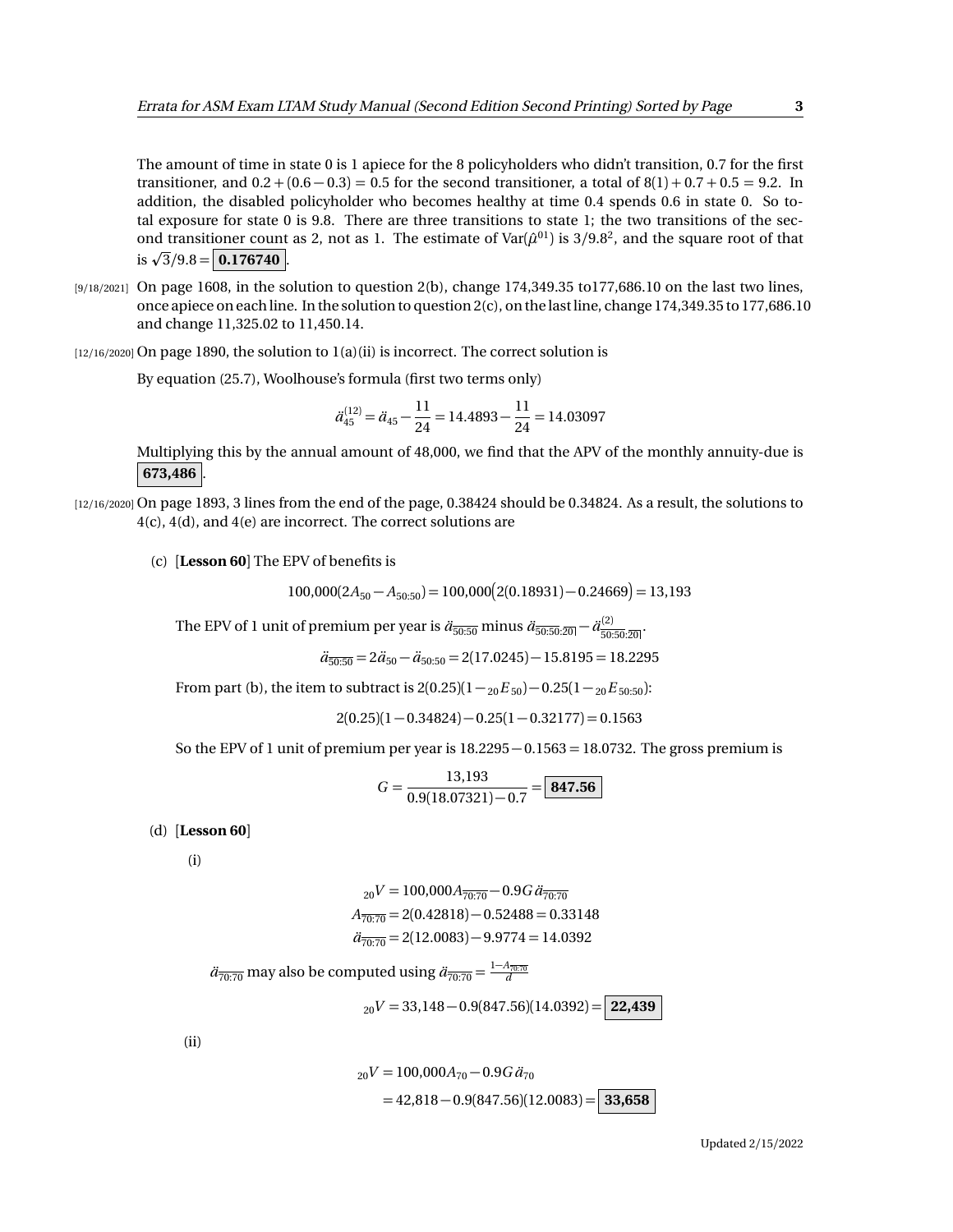The amount of time in state 0 is 1 apiece for the 8 policyholders who didn't transition, 0.7 for the first transitioner, and $0.2 + (0.6 - 0.3) = 0.5$ for the second transitioner, a total of $8(1) + 0.7 + 0.5 = 9.2$. In addition, the disabled policyholder who becomes healthy at time 0.4 spends 0.6 in state 0. So total exposure for state 0 is 9.8. There are three transitions to state 1; the two transitions of the second transitioner count as 2, not as 1. The estimate of $\text{Var}(\hat{\mu}^{01})$ is $3/9.8^2$, and the square root of that is $\sqrt{3}/9.8 = \boxed{0.176740}$.

[9/18/2021] On page 1608, in the solution to question 2(b), change 174,349.35 to177,686.10 on the last two lines, once apiece on each line. In the solution to question 2(c), on the last line, change 174,349.35 to 177,686.10 and change 11,325.02 to 11,450.14.

[12/16/2020] On page 1890, the solution to 1(a)(ii) is incorrect. The correct solution is

By equation (25.7), Woolhouse's formula (first two terms only)

$$\ddot{a}_{45}^{(12)} = \ddot{a}_{45} - \frac{11}{24} = 14.4893 - \frac{11}{24} = 14.03097$$

Multiplying this by the annual amount of 48,000, we find that the APV of the monthly annuity-due is $\boxed{673{,}486}$.

[12/16/2020] On page 1893, 3 lines from the end of the page, 0.38424 should be 0.34824. As a result, the solutions to 4(c), 4(d), and 4(e) are incorrect. The correct solutions are

(c) **[Lesson 60]** The EPV of benefits is

$$100{,}000(2A_{50} - A_{50:50}) = 100{,}000\big(2(0.18931) - 0.24669\big) = 13{,}193$$

The EPV of 1 unit of premium per year is $\ddot{a}_{\overline{50:50}}$ minus $\ddot{a}_{\overline{50:50}:\overline{20|}} - \ddot{a}^{(2)}_{\overline{50:50}:\overline{20|}}$.

$$\ddot{a}_{\overline{50:50}} = 2\ddot{a}_{50} - \ddot{a}_{50:50} = 2(17.0245) - 15.8195 = 18.2295$$

From part (b), the item to subtract is $2(0.25)(1 - {}_{20}E_{50}) - 0.25(1 - {}_{20}E_{50:50})$:

$$2(0.25)(1 - 0.34824) - 0.25(1 - 0.32177) = 0.1563$$

So the EPV of 1 unit of premium per year is $18.2295 - 0.1563 = 18.0732$. The gross premium is

$$G = \frac{13{,}193}{0.9(18.07321) - 0.7} = \boxed{847.56}$$

(d) **[Lesson 60]**

(i)

$$\begin{aligned}
{}_{20}V &= 100{,}000A_{\overline{70:70}} - 0.9G\,\ddot{a}_{\overline{70:70}}\\
A_{\overline{70:70}} &= 2(0.42818) - 0.52488 = 0.33148\\
\ddot{a}_{\overline{70:70}} &= 2(12.0083) - 9.9774 = 14.0392
\end{aligned}$$

$\ddot{a}_{\overline{70:70}}$ may also be computed using $\ddot{a}_{\overline{70:70}} = \frac{1 - A_{\overline{70:70}}}{d}$

$${}_{20}V = 33{,}148 - 0.9(847.56)(14.0392) = \boxed{22{,}439}$$

(ii)

$$\begin{aligned}
{}_{20}V &= 100{,}000A_{70} - 0.9G\,\ddot{a}_{70}\\
&= 42{,}818 - 0.9(847.56)(12.0083) = \boxed{33{,}658}
\end{aligned}$$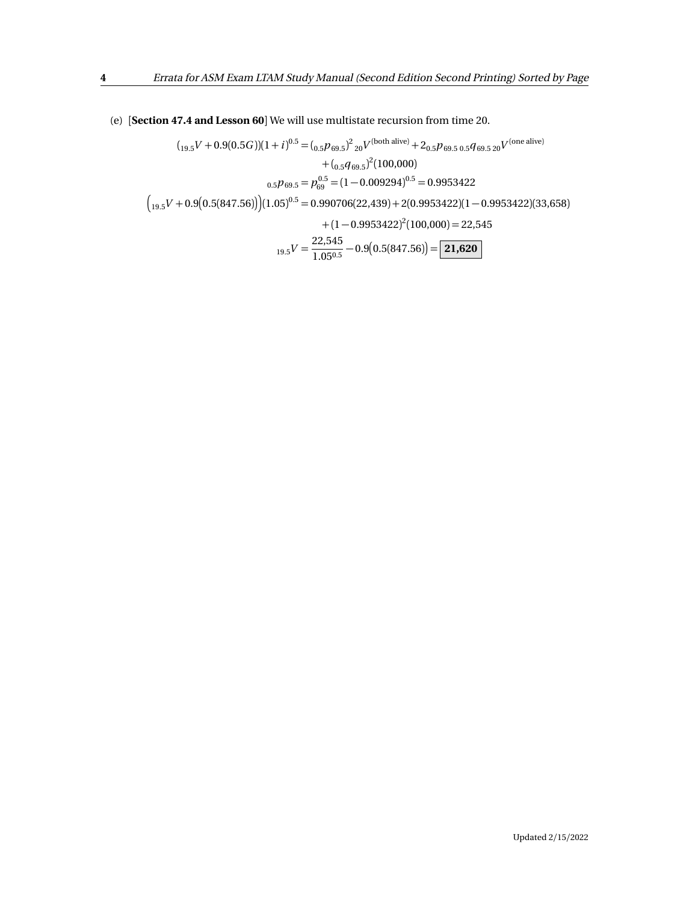(e) [**Section 47.4 and Lesson 60**] We will use multistate recursion from time 20.

$$\begin{aligned}
({}_{19.5}V + 0.9(0.5G))(1+i)^{0.5} &= ({}_{0.5}p_{69.5})^2\,{}_{20}V^{(\text{both alive})} + 2\,{}_{0.5}p_{69.5}\,{}_{0.5}q_{69.5}\,{}_{20}V^{(\text{one alive})}\\
&\quad + ({}_{0.5}q_{69.5})^2(100{,}000)\\
{}_{0.5}p_{69.5} &= p_{69}^{0.5} = (1-0.009294)^{0.5} = 0.9953422\\
\Bigl({}_{19.5}V + 0.9\bigl(0.5(847.56)\bigr)\Bigr)(1.05)^{0.5} &= 0.990706(22{,}439) + 2(0.9953422)(1-0.9953422)(33{,}658)\\
&\quad + (1-0.9953422)^2(100{,}000) = 22{,}545\\
{}_{19.5}V &= \frac{22{,}545}{1.05^{0.5}} - 0.9\bigl(0.5(847.56)\bigr) = \boxed{\mathbf{21{,}620}}
\end{aligned}$$